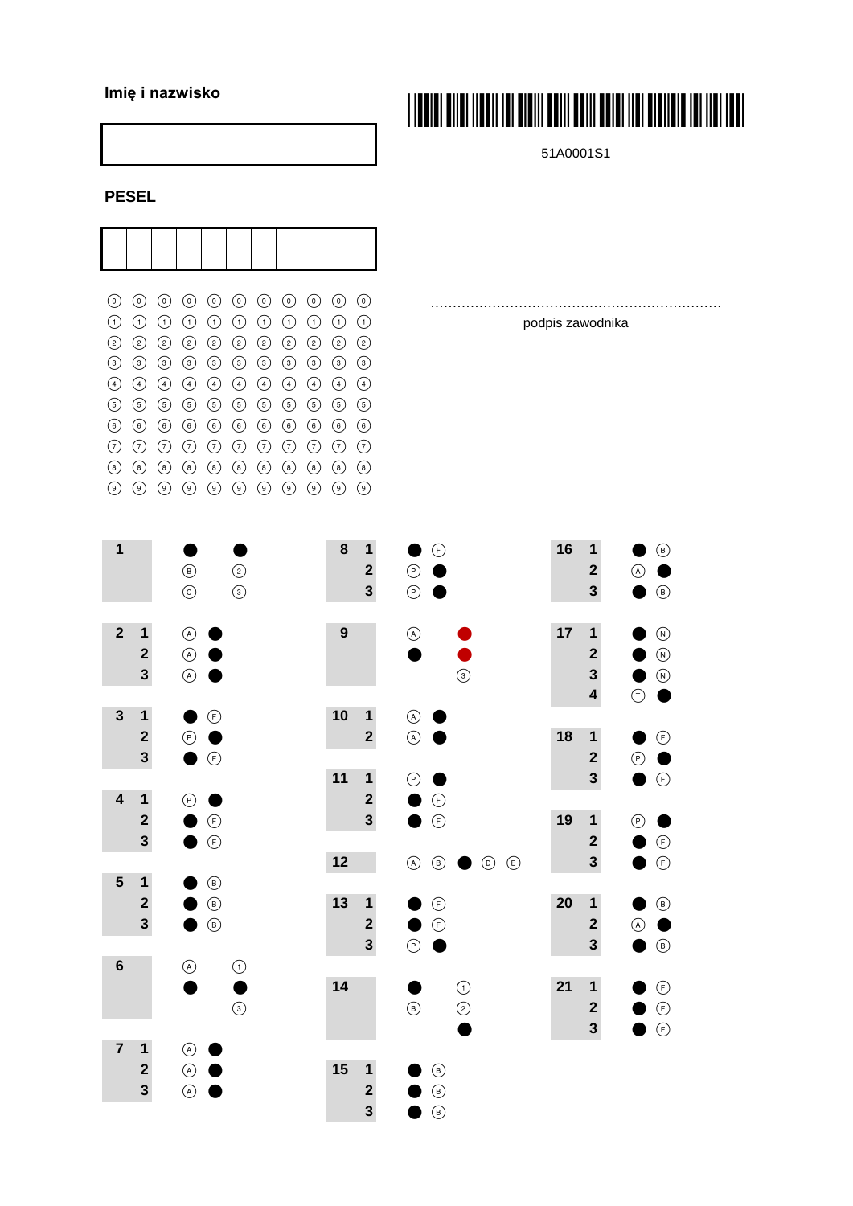**Imię i nazwisko**

51A0001S1

**PESEL**

| | | | | | | | | | | |
|---|---|---|---|---|---|---|---|---|---|---|
| | | | | | | | | | | |

| | | | | | | | | | | |
|---|---|---|---|---|---|---|---|---|---|---|
| 0 | 0 | 0 | 0 | 0 | 0 | 0 | 0 | 0 | 0 | 0 |
| 1 | 1 | 1 | 1 | 1 | 1 | 1 | 1 | 1 | 1 | 1 |
| 2 | 2 | 2 | 2 | 2 | 2 | 2 | 2 | 2 | 2 | 2 |
| 3 | 3 | 3 | 3 | 3 | 3 | 3 | 3 | 3 | 3 | 3 |
| 4 | 4 | 4 | 4 | 4 | 4 | 4 | 4 | 4 | 4 | 4 |
| 5 | 5 | 5 | 5 | 5 | 5 | 5 | 5 | 5 | 5 | 5 |
| 6 | 6 | 6 | 6 | 6 | 6 | 6 | 6 | 6 | 6 | 6 |
| 7 | 7 | 7 | 7 | 7 | 7 | 7 | 7 | 7 | 7 | 7 |
| 8 | 8 | 8 | 8 | 8 | 8 | 8 | 8 | 8 | 8 | 8 |
| 9 | 9 | 9 | 9 | 9 | 9 | 9 | 9 | 9 | 9 | 9 |

.................................................................

podpis zawodnika

| Zadanie | | | |
|---|---|---|---|
| 1 | | ● | ● |
| | | B | 2 |
| | | C | 3 |
| 2 | 1 | A | ● |
| | 2 | A | ● |
| | 3 | A | ● |
| 3 | 1 | ● | F |
| | 2 | P | ● |
| | 3 | ● | F |
| 4 | 1 | P | ● |
| | 2 | ● | F |
| | 3 | ● | F |
| 5 | 1 | ● | B |
| | 2 | ● | B |
| | 3 | ● | B |
| 6 | | A | 1 |
| | | ● | ● |
| | | | 3 |
| 7 | 1 | A | ● |
| | 2 | A | ● |
| | 3 | A | ● |
| 8 | 1 | ● | F |
| | 2 | P | ● |
| | 3 | P | ● |
| 9 | | A | ● |
| | | ● | ● |
| | | | 3 |
| 10 | 1 | A | ● |
| | 2 | A | ● |
| 11 | 1 | P | ● |
| | 2 | ● | F |
| | 3 | ● | F |
| 12 | | A B ● D E | |
| 13 | 1 | ● | F |
| | 2 | ● | F |
| | 3 | P | ● |
| 14 | | ● | 1 |
| | | B | 2 |
| | | | ● |
| 15 | 1 | ● | B |
| | 2 | ● | B |
| | 3 | ● | B |
| 16 | 1 | ● | B |
| | 2 | A | ● |
| | 3 | ● | B |
| 17 | 1 | ● | N |
| | 2 | ● | N |
| | 3 | ● | N |
| | 4 | T | ● |
| 18 | 1 | ● | F |
| | 2 | P | ● |
| | 3 | ● | F |
| 19 | 1 | P | ● |
| | 2 | ● | F |
| | 3 | ● | F |
| 20 | 1 | ● | B |
| | 2 | A | ● |
| | 3 | ● | B |
| 21 | 1 | ● | F |
| | 2 | ● | F |
| | 3 | ● | F |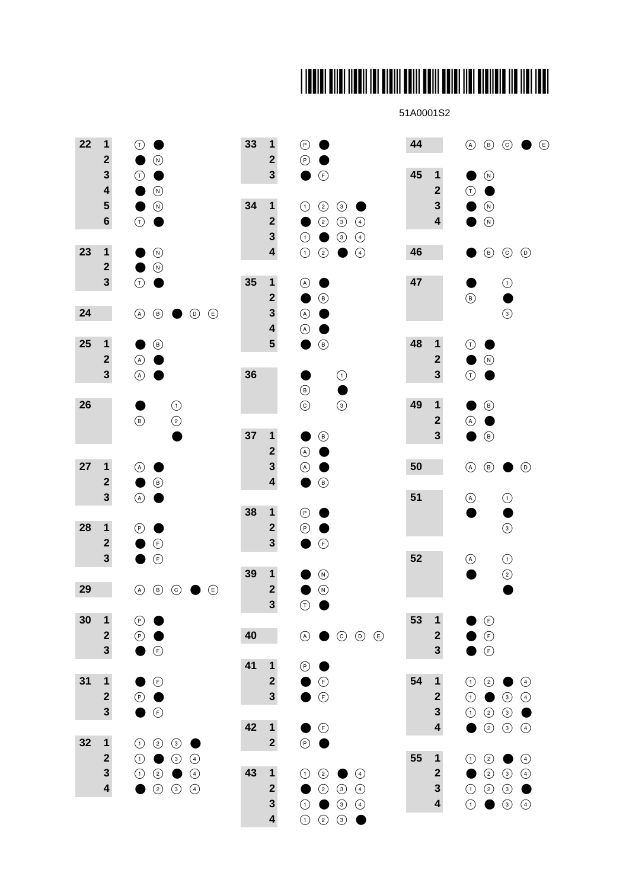51A0001S2

| Question | Item | Options |
|---|---|---|
| 22 | 1 | Ⓣ ● |
| | 2 | ● Ⓝ |
| | 3 | Ⓣ ● |
| | 4 | ● Ⓝ |
| | 5 | ● Ⓝ |
| | 6 | Ⓣ ● |
| 23 | 1 | ● Ⓝ |
| | 2 | ● Ⓝ |
| | 3 | Ⓣ ● |
| 24 | | Ⓐ Ⓑ ● Ⓓ Ⓔ |
| 25 | 1 | ● Ⓑ |
| | 2 | Ⓐ ● |
| | 3 | Ⓐ ● |
| 26 | | ● ① |
| | | Ⓑ ② |
| | | ● |
| 27 | 1 | Ⓐ ● |
| | 2 | ● Ⓑ |
| | 3 | Ⓐ ● |
| 28 | 1 | Ⓟ ● |
| | 2 | ● Ⓕ |
| | 3 | ● Ⓕ |
| 29 | | Ⓐ Ⓑ Ⓒ ● Ⓔ |
| 30 | 1 | Ⓟ ● |
| | 2 | Ⓟ ● |
| | 3 | ● Ⓕ |
| 31 | 1 | ● Ⓕ |
| | 2 | Ⓟ ● |
| | 3 | ● Ⓕ |
| 32 | 1 | ① ② ③ ● |
| | 2 | ① ● ③ ④ |
| | 3 | ① ② ● ④ |
| | 4 | ● ② ③ ④ |
| 33 | 1 | Ⓟ ● |
| | 2 | Ⓟ ● |
| | 3 | ● Ⓕ |
| 34 | 1 | ① ② ③ ● |
| | 2 | ● ② ③ ④ |
| | 3 | ① ● ③ ④ |
| | 4 | ① ② ● ④ |
| 35 | 1 | Ⓐ ● |
| | 2 | ● Ⓑ |
| | 3 | Ⓐ ● |
| | 4 | Ⓐ ● |
| | 5 | ● Ⓑ |
| 36 | | ● ① |
| | | Ⓑ ● |
| | | Ⓒ ③ |
| 37 | 1 | ● Ⓑ |
| | 2 | Ⓐ ● |
| | 3 | Ⓐ ● |
| | 4 | ● Ⓑ |
| 38 | 1 | Ⓟ ● |
| | 2 | Ⓟ ● |
| | 3 | ● Ⓕ |
| 39 | 1 | ● Ⓝ |
| | 2 | ● Ⓝ |
| | 3 | Ⓣ ● |
| 40 | | Ⓐ ● Ⓒ Ⓓ Ⓔ |
| 41 | 1 | Ⓟ ● |
| | 2 | ● Ⓕ |
| | 3 | ● Ⓕ |
| 42 | 1 | ● Ⓕ |
| | 2 | Ⓟ ● |
| 43 | 1 | ① ② ● ④ |
| | 2 | ● ② ③ ④ |
| | 3 | ① ● ③ ④ |
| | 4 | ① ② ③ ● |
| 44 | | Ⓐ Ⓑ Ⓒ ● Ⓔ |
| 45 | 1 | ● Ⓝ |
| | 2 | Ⓣ ● |
| | 3 | ● Ⓝ |
| | 4 | ● Ⓝ |
| 46 | | ● Ⓑ Ⓒ Ⓓ |
| 47 | | ● ① |
| | | Ⓑ ● |
| | | ③ |
| 48 | 1 | Ⓣ ● |
| | 2 | ● Ⓝ |
| | 3 | Ⓣ ● |
| 49 | 1 | ● Ⓑ |
| | 2 | Ⓐ ● |
| | 3 | ● Ⓑ |
| 50 | | Ⓐ Ⓑ ● Ⓓ |
| 51 | | Ⓐ ① |
| | | ● ● |
| | | ③ |
| 52 | | Ⓐ ① |
| | | ● ② |
| | | ● |
| 53 | 1 | ● Ⓕ |
| | 2 | ● Ⓕ |
| | 3 | ● Ⓕ |
| 54 | 1 | ① ② ● ④ |
| | 2 | ① ● ③ ④ |
| | 3 | ① ② ③ ● |
| | 4 | ● ② ③ ④ |
| 55 | 1 | ① ② ● ④ |
| | 2 | ● ② ③ ④ |
| | 3 | ① ② ③ ● |
| | 4 | ① ● ③ ④ |